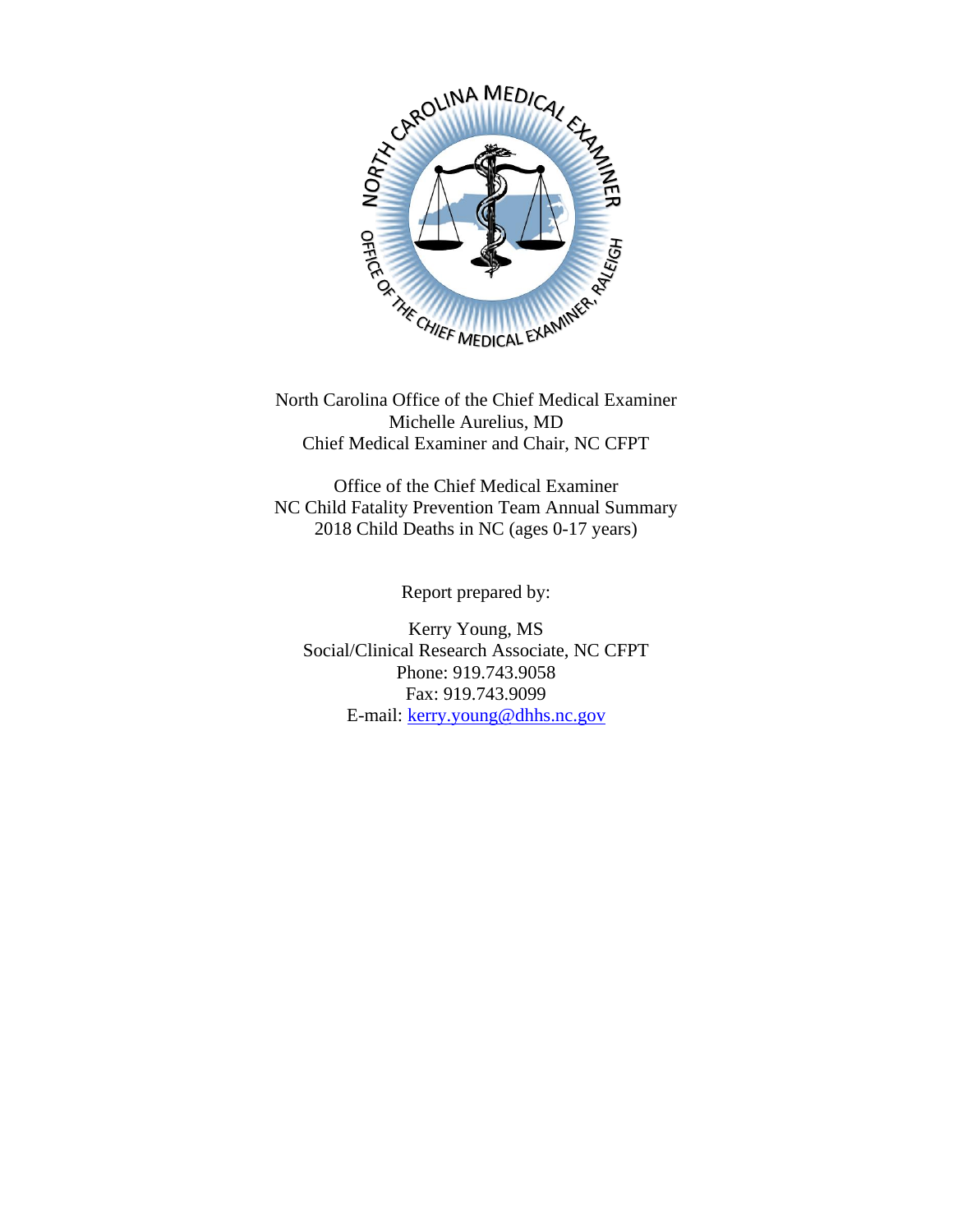North Carolina Office of the Chief Medical Examiner
Michelle Aurelius, MD
Chief Medical Examiner and Chair, NC CFPT

Office of the Chief Medical Examiner
NC Child Fatality Prevention Team Annual Summary
2018 Child Deaths in NC (ages 0-17 years)

Report prepared by:

Kerry Young, MS
Social/Clinical Research Associate, NC CFPT
Phone: 919.743.9058
Fax: 919.743.9099
E-mail: [kerry.young@dhhs.nc.gov](mailto:kerry.young@dhhs.nc.gov)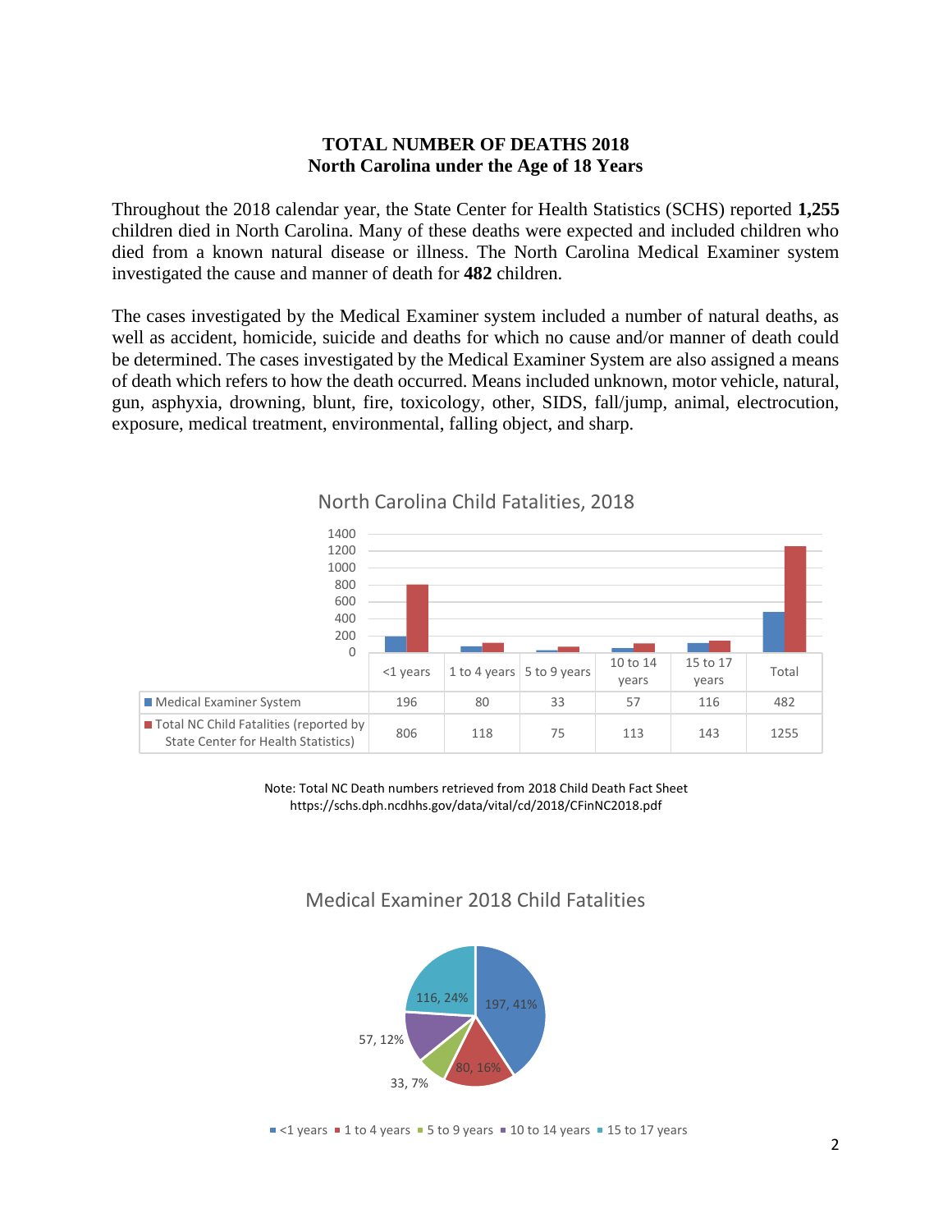**TOTAL NUMBER OF DEATHS 2018**
**North Carolina under the Age of 18 Years**

Throughout the 2018 calendar year, the State Center for Health Statistics (SCHS) reported **1,255** children died in North Carolina. Many of these deaths were expected and included children who died from a known natural disease or illness. The North Carolina Medical Examiner system investigated the cause and manner of death for **482** children.

The cases investigated by the Medical Examiner system included a number of natural deaths, as well as accident, homicide, suicide and deaths for which no cause and/or manner of death could be determined. The cases investigated by the Medical Examiner System are also assigned a means of death which refers to how the death occurred. Means included unknown, motor vehicle, natural, gun, asphyxia, drowning, blunt, fire, toxicology, other, SIDS, fall/jump, animal, electrocution, exposure, medical treatment, environmental, falling object, and sharp.

North Carolina Child Fatalities, 2018

| | <1 years | 1 to 4 years | 5 to 9 years | 10 to 14 years | 15 to 17 years | Total |
|---|---|---|---|---|---|---|
| Medical Examiner System | 196 | 80 | 33 | 57 | 116 | 482 |
| Total NC Child Fatalities (reported by State Center for Health Statistics) | 806 | 118 | 75 | 113 | 143 | 1255 |

Note: Total NC Death numbers retrieved from 2018 Child Death Fact Sheet
https://schs.dph.ncdhhs.gov/data/vital/cd/2018/CFinNC2018.pdf

Medical Examiner 2018 Child Fatalities

| Age Group | Count, Percent |
|---|---|
| <1 years | 197, 41% |
| 1 to 4 years | 80, 16% |
| 5 to 9 years | 33, 7% |
| 10 to 14 years | 57, 12% |
| 15 to 17 years | 116, 24% |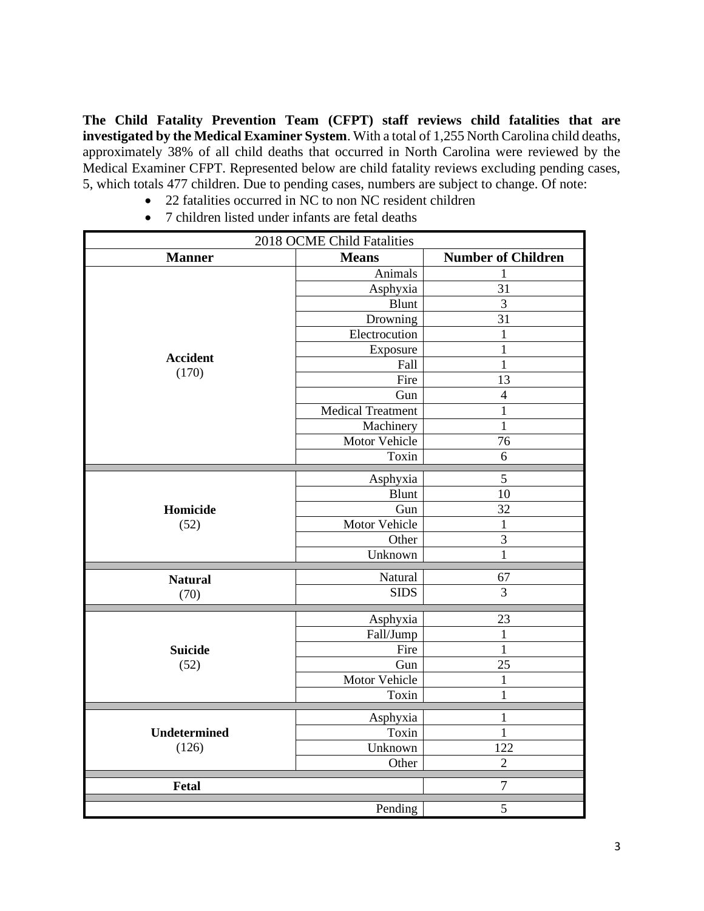**The Child Fatality Prevention Team (CFPT) staff reviews child fatalities that are investigated by the Medical Examiner System**. With a total of 1,255 North Carolina child deaths, approximately 38% of all child deaths that occurred in North Carolina were reviewed by the Medical Examiner CFPT. Represented below are child fatality reviews excluding pending cases, 5, which totals 477 children. Due to pending cases, numbers are subject to change. Of note:

- 22 fatalities occurred in NC to non NC resident children
- 7 children listed under infants are fetal deaths

| 2018 OCME Child Fatalities | | |
|---|---|---|
| **Manner** | **Means** | **Number of Children** |
| **Accident** (170) | Animals | 1 |
| | Asphyxia | 31 |
| | Blunt | 3 |
| | Drowning | 31 |
| | Electrocution | 1 |
| | Exposure | 1 |
| | Fall | 1 |
| | Fire | 13 |
| | Gun | 4 |
| | Medical Treatment | 1 |
| | Machinery | 1 |
| | Motor Vehicle | 76 |
| | Toxin | 6 |
| **Homicide** (52) | Asphyxia | 5 |
| | Blunt | 10 |
| | Gun | 32 |
| | Motor Vehicle | 1 |
| | Other | 3 |
| | Unknown | 1 |
| **Natural** (70) | Natural | 67 |
| | SIDS | 3 |
| **Suicide** (52) | Asphyxia | 23 |
| | Fall/Jump | 1 |
| | Fire | 1 |
| | Gun | 25 |
| | Motor Vehicle | 1 |
| | Toxin | 1 |
| **Undetermined** (126) | Asphyxia | 1 |
| | Toxin | 1 |
| | Unknown | 122 |
| | Other | 2 |
| **Fetal** | | 7 |
| | Pending | 5 |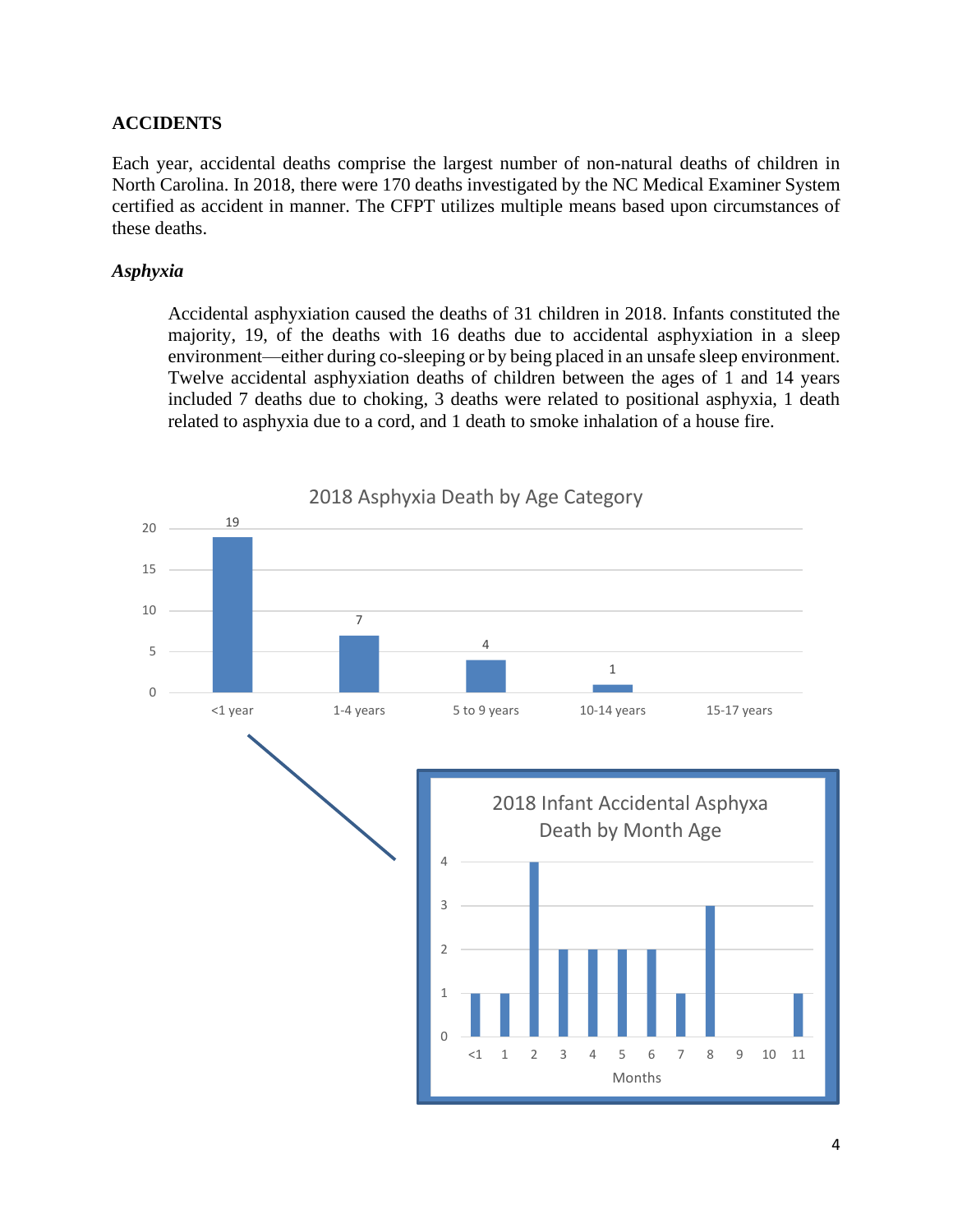## ACCIDENTS

Each year, accidental deaths comprise the largest number of non-natural deaths of children in North Carolina. In 2018, there were 170 deaths investigated by the NC Medical Examiner System certified as accident in manner. The CFPT utilizes multiple means based upon circumstances of these deaths.

### *Asphyxia*

Accidental asphyxiation caused the deaths of 31 children in 2018. Infants constituted the majority, 19, of the deaths with 16 deaths due to accidental asphyxiation in a sleep environment—either during co-sleeping or by being placed in an unsafe sleep environment. Twelve accidental asphyxiation deaths of children between the ages of 1 and 14 years included 7 deaths due to choking, 3 deaths were related to positional asphyxia, 1 death related to asphyxia due to a cord, and 1 death to smoke inhalation of a house fire.

**2018 Asphyxia Death by Age Category**

| Age Category | Deaths |
|---|---|
| <1 year | 19 |
| 1-4 years | 7 |
| 5 to 9 years | 4 |
| 10-14 years | 1 |
| 15-17 years | |

**2018 Infant Accidental Asphyxa Death by Month Age**

| Months | <1 | 1 | 2 | 3 | 4 | 5 | 6 | 7 | 8 | 9 | 10 | 11 |
|---|---|---|---|---|---|---|---|---|---|---|---|---|
| Deaths | 1 | 1 | 4 | 2 | 2 | 2 | 2 | 1 | 3 | | | 1 |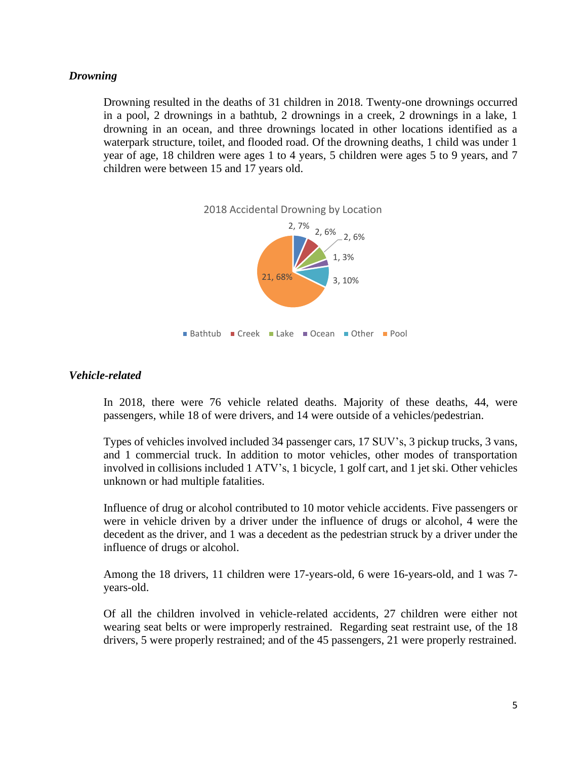### *Drowning*

Drowning resulted in the deaths of 31 children in 2018. Twenty-one drownings occurred in a pool, 2 drownings in a bathtub, 2 drownings in a creek, 2 drownings in a lake, 1 drowning in an ocean, and three drownings located in other locations identified as a waterpark structure, toilet, and flooded road. Of the drowning deaths, 1 child was under 1 year of age, 18 children were ages 1 to 4 years, 5 children were ages 5 to 9 years, and 7 children were between 15 and 17 years old.

2018 Accidental Drowning by Location

| Location | Count | Percent |
|---|---|---|
| Bathtub | 2 | 7% |
| Creek | 2 | 6% |
| Lake | 2 | 6% |
| Ocean | 1 | 3% |
| Other | 3 | 10% |
| Pool | 21 | 68% |

### *Vehicle-related*

In 2018, there were 76 vehicle related deaths. Majority of these deaths, 44, were passengers, while 18 of were drivers, and 14 were outside of a vehicles/pedestrian.

Types of vehicles involved included 34 passenger cars, 17 SUV's, 3 pickup trucks, 3 vans, and 1 commercial truck. In addition to motor vehicles, other modes of transportation involved in collisions included 1 ATV's, 1 bicycle, 1 golf cart, and 1 jet ski. Other vehicles unknown or had multiple fatalities.

Influence of drug or alcohol contributed to 10 motor vehicle accidents. Five passengers or were in vehicle driven by a driver under the influence of drugs or alcohol, 4 were the decedent as the driver, and 1 was a decedent as the pedestrian struck by a driver under the influence of drugs or alcohol.

Among the 18 drivers, 11 children were 17-years-old, 6 were 16-years-old, and 1 was 7-years-old.

Of all the children involved in vehicle-related accidents, 27 children were either not wearing seat belts or were improperly restrained. Regarding seat restraint use, of the 18 drivers, 5 were properly restrained; and of the 45 passengers, 21 were properly restrained.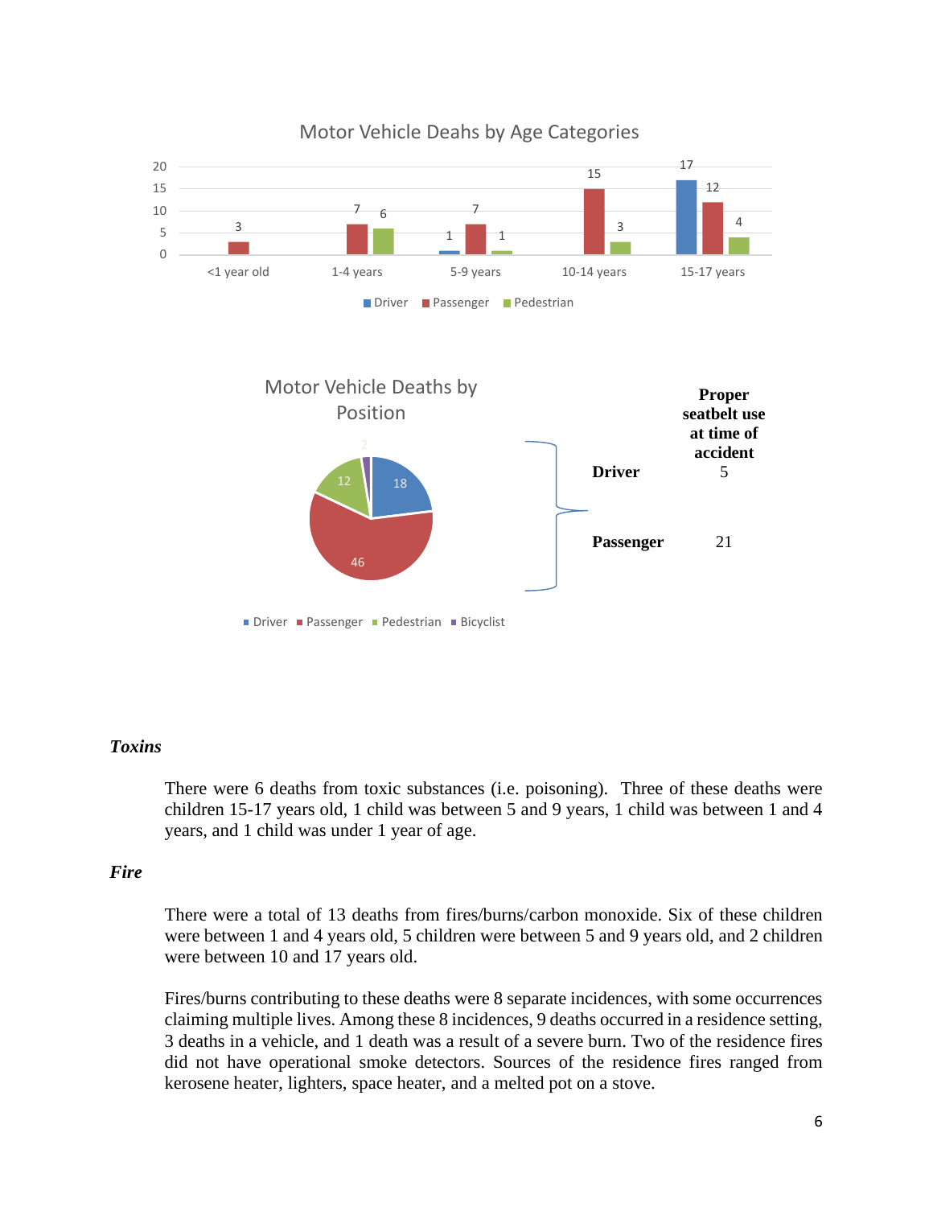Motor Vehicle Deahs by Age Categories

| Age | Driver | Passenger | Pedestrian |
|---|---|---|---|
| <1 year old | | 3 | |
| 1-4 years | | 7 | 6 |
| 5-9 years | 1 | 7 | 1 |
| 10-14 years | | 15 | 3 |
| 15-17 years | 17 | 12 | 4 |

Motor Vehicle Deaths by Position

| Position | Deaths |
|---|---|
| Driver | 18 |
| Passenger | 46 |
| Pedestrian | 12 |
| Bicyclist | 2 |

| | Proper seatbelt use at time of accident |
|---|---|
| **Driver** | 5 |
| **Passenger** | 21 |

### *Toxins*

There were 6 deaths from toxic substances (i.e. poisoning). Three of these deaths were children 15-17 years old, 1 child was between 5 and 9 years, 1 child was between 1 and 4 years, and 1 child was under 1 year of age.

### *Fire*

There were a total of 13 deaths from fires/burns/carbon monoxide. Six of these children were between 1 and 4 years old, 5 children were between 5 and 9 years old, and 2 children were between 10 and 17 years old.

Fires/burns contributing to these deaths were 8 separate incidences, with some occurrences claiming multiple lives. Among these 8 incidences, 9 deaths occurred in a residence setting, 3 deaths in a vehicle, and 1 death was a result of a severe burn. Two of the residence fires did not have operational smoke detectors. Sources of the residence fires ranged from kerosene heater, lighters, space heater, and a melted pot on a stove.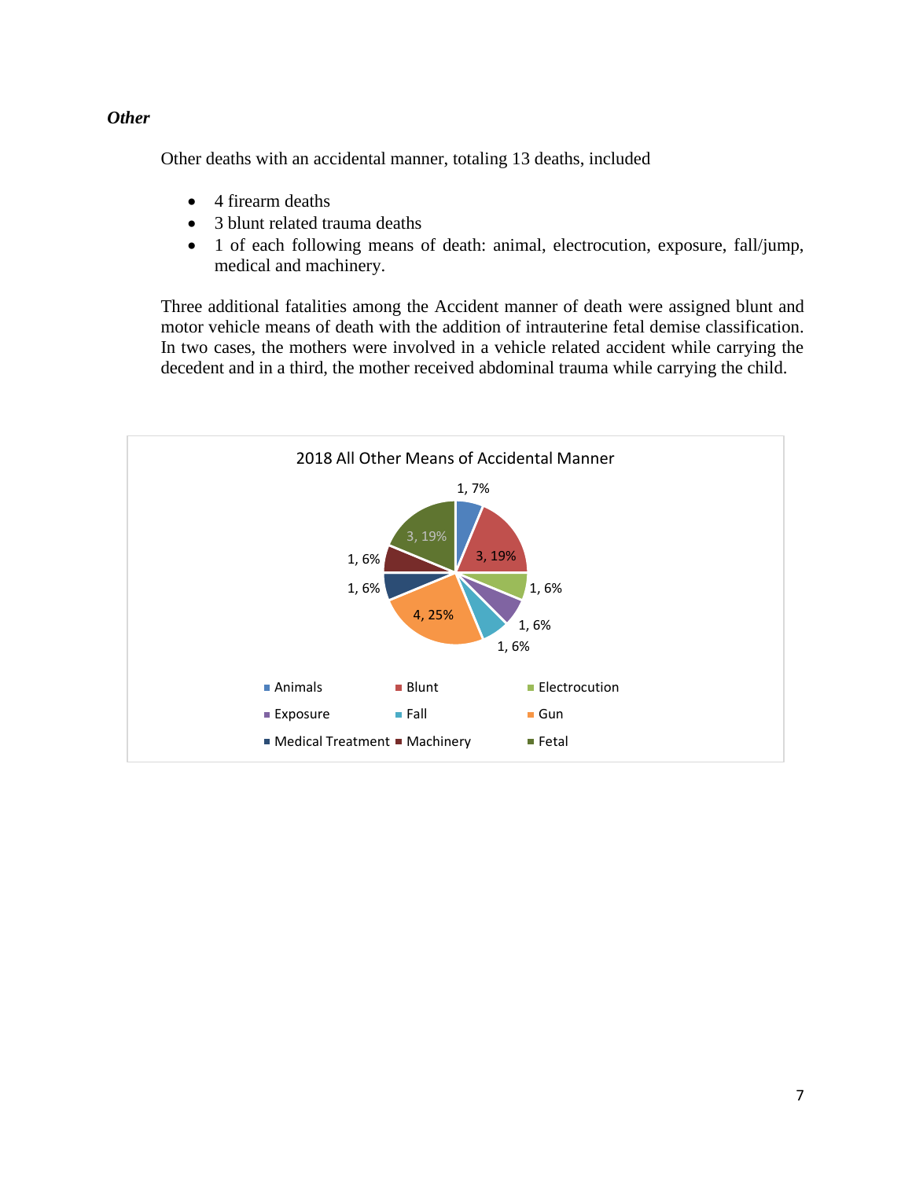### *Other*

Other deaths with an accidental manner, totaling 13 deaths, included

- 4 firearm deaths
- 3 blunt related trauma deaths
- 1 of each following means of death: animal, electrocution, exposure, fall/jump, medical and machinery.

Three additional fatalities among the Accident manner of death were assigned blunt and motor vehicle means of death with the addition of intrauterine fetal demise classification. In two cases, the mothers were involved in a vehicle related accident while carrying the decedent and in a third, the mother received abdominal trauma while carrying the child.

2018 All Other Means of Accidental Manner

| Means | Count, Percent |
|---|---|
| Animals | 1, 7% |
| Blunt | 3, 19% |
| Electrocution | 1, 6% |
| Exposure | 1, 6% |
| Fall | 1, 6% |
| Gun | 4, 25% |
| Medical Treatment | 1, 6% |
| Machinery | 1, 6% |
| Fetal | 3, 19% |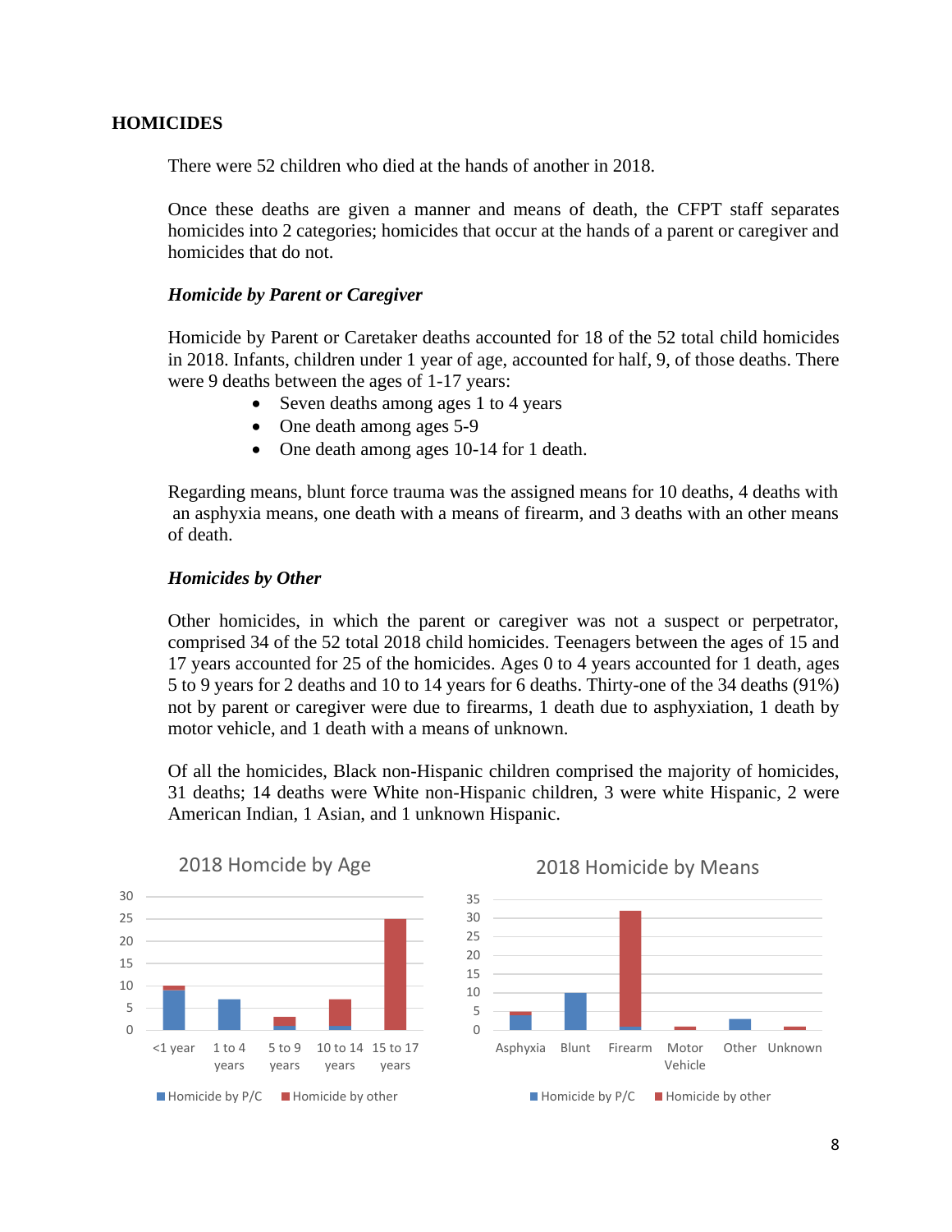## HOMICIDES

There were 52 children who died at the hands of another in 2018.

Once these deaths are given a manner and means of death, the CFPT staff separates homicides into 2 categories; homicides that occur at the hands of a parent or caregiver and homicides that do not.

### *Homicide by Parent or Caregiver*

Homicide by Parent or Caretaker deaths accounted for 18 of the 52 total child homicides in 2018. Infants, children under 1 year of age, accounted for half, 9, of those deaths. There were 9 deaths between the ages of 1-17 years:

- Seven deaths among ages 1 to 4 years
- One death among ages 5-9
- One death among ages 10-14 for 1 death.

Regarding means, blunt force trauma was the assigned means for 10 deaths, 4 deaths with an asphyxia means, one death with a means of firearm, and 3 deaths with an other means of death.

### *Homicides by Other*

Other homicides, in which the parent or caregiver was not a suspect or perpetrator, comprised 34 of the 52 total 2018 child homicides. Teenagers between the ages of 15 and 17 years accounted for 25 of the homicides. Ages 0 to 4 years accounted for 1 death, ages 5 to 9 years for 2 deaths and 10 to 14 years for 6 deaths. Thirty-one of the 34 deaths (91%) not by parent or caregiver were due to firearms, 1 death due to asphyxiation, 1 death by motor vehicle, and 1 death with a means of unknown.

Of all the homicides, Black non-Hispanic children comprised the majority of homicides, 31 deaths; 14 deaths were White non-Hispanic children, 3 were white Hispanic, 2 were American Indian, 1 Asian, and 1 unknown Hispanic.

2018 Homcide by Age

2018 Homicide by Means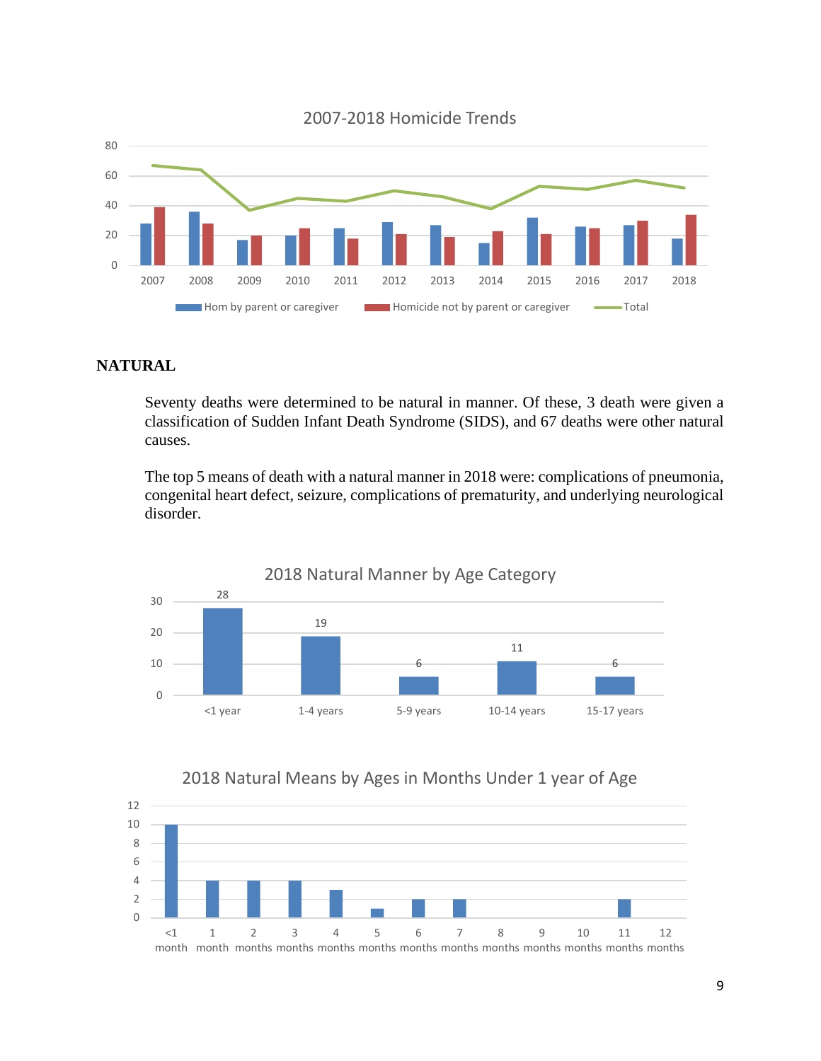2007-2018 Homicide Trends

| Year | Hom by parent or caregiver | Homicide not by parent or caregiver | Total |
|---|---|---|---|
| 2007 | 28 | 39 | 67 |
| 2008 | 36 | 28 | 64 |
| 2009 | 17 | 20 | 37 |
| 2010 | 20 | 25 | 45 |
| 2011 | 25 | 18 | 43 |
| 2012 | 29 | 21 | 50 |
| 2013 | 27 | 19 | 46 |
| 2014 | 15 | 23 | 38 |
| 2015 | 32 | 21 | 53 |
| 2016 | 26 | 25 | 51 |
| 2017 | 27 | 30 | 57 |
| 2018 | 18 | 34 | 52 |

## NATURAL

Seventy deaths were determined to be natural in manner. Of these, 3 death were given a classification of Sudden Infant Death Syndrome (SIDS), and 67 deaths were other natural causes.

The top 5 means of death with a natural manner in 2018 were: complications of pneumonia, congenital heart defect, seizure, complications of prematurity, and underlying neurological disorder.

2018 Natural Manner by Age Category

| Age Category | Count |
|---|---|
| <1 year | 28 |
| 1-4 years | 19 |
| 5-9 years | 6 |
| 10-14 years | 11 |
| 15-17 years | 6 |

2018 Natural Means by Ages in Months Under 1 year of Age

| Age | Count |
|---|---|
| <1 month | 10 |
| 1 month | 4 |
| 2 months | 4 |
| 3 months | 4 |
| 4 months | 3 |
| 5 months | 1 |
| 6 months | 2 |
| 7 months | 2 |
| 8 months | 0 |
| 9 months | 0 |
| 10 months | 0 |
| 11 months | 2 |
| 12 months | 0 |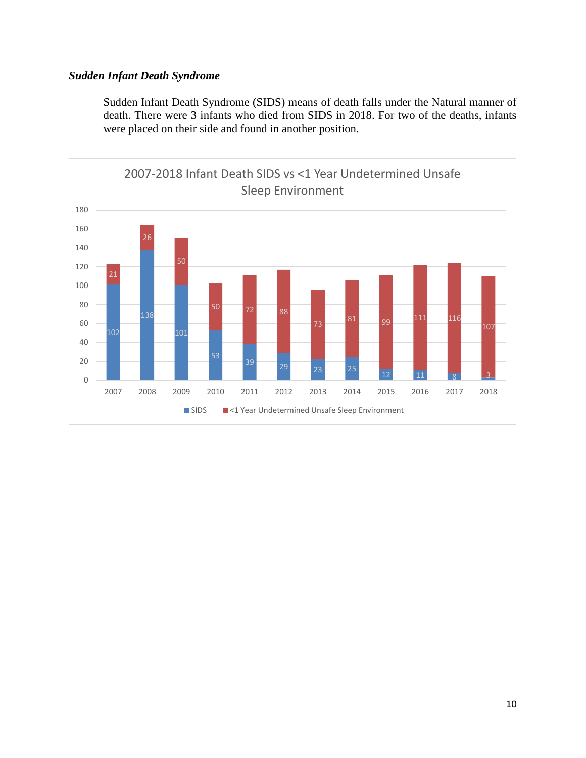***Sudden Infant Death Syndrome***

Sudden Infant Death Syndrome (SIDS) means of death falls under the Natural manner of death. There were 3 infants who died from SIDS in 2018. For two of the deaths, infants were placed on their side and found in another position.

2007-2018 Infant Death SIDS vs <1 Year Undetermined Unsafe Sleep Environment

| Year | SIDS | <1 Year Undetermined Unsafe Sleep Environment |
|---|---|---|
| 2007 | 102 | 21 |
| 2008 | 138 | 26 |
| 2009 | 101 | 50 |
| 2010 | 53 | 50 |
| 2011 | 39 | 72 |
| 2012 | 29 | 88 |
| 2013 | 23 | 73 |
| 2014 | 25 | 81 |
| 2015 | 12 | 99 |
| 2016 | 11 | 111 |
| 2017 | 8 | 116 |
| 2018 | 3 | 107 |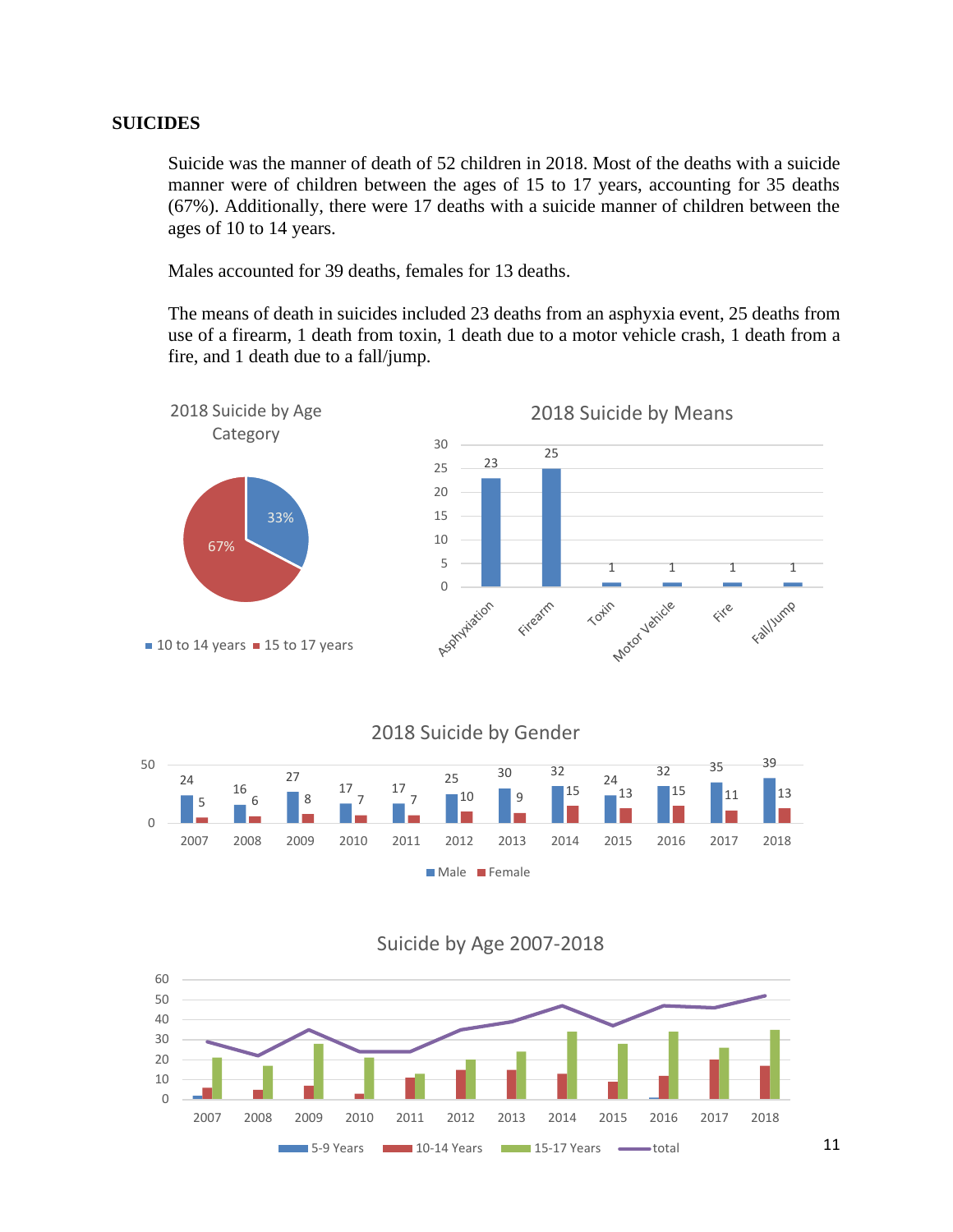## SUICIDES

Suicide was the manner of death of 52 children in 2018. Most of the deaths with a suicide manner were of children between the ages of 15 to 17 years, accounting for 35 deaths (67%). Additionally, there were 17 deaths with a suicide manner of children between the ages of 10 to 14 years.

Males accounted for 39 deaths, females for 13 deaths.

The means of death in suicides included 23 deaths from an asphyxia event, 25 deaths from use of a firearm, 1 death from toxin, 1 death due to a motor vehicle crash, 1 death from a fire, and 1 death due to a fall/jump.

**2018 Suicide by Age Category**

| Age Category | Percent |
|---|---|
| 10 to 14 years | 33% |
| 15 to 17 years | 67% |

**2018 Suicide by Means**

| Means | Deaths |
|---|---|
| Asphyxiation | 23 |
| Firearm | 25 |
| Toxin | 1 |
| Motor Vehicle | 1 |
| Fire | 1 |
| Fall/Jump | 1 |

**2018 Suicide by Gender**

| Year | Male | Female |
|---|---|---|
| 2007 | 24 | 5 |
| 2008 | 16 | 6 |
| 2009 | 27 | 8 |
| 2010 | 17 | 7 |
| 2011 | 17 | 7 |
| 2012 | 25 | 10 |
| 2013 | 30 | 9 |
| 2014 | 32 | 15 |
| 2015 | 24 | 13 |
| 2016 | 32 | 15 |
| 2017 | 35 | 11 |
| 2018 | 39 | 13 |

**Suicide by Age 2007-2018**

(Chart showing 5-9 Years, 10-14 Years, 15-17 Years, and total, 2007–2018)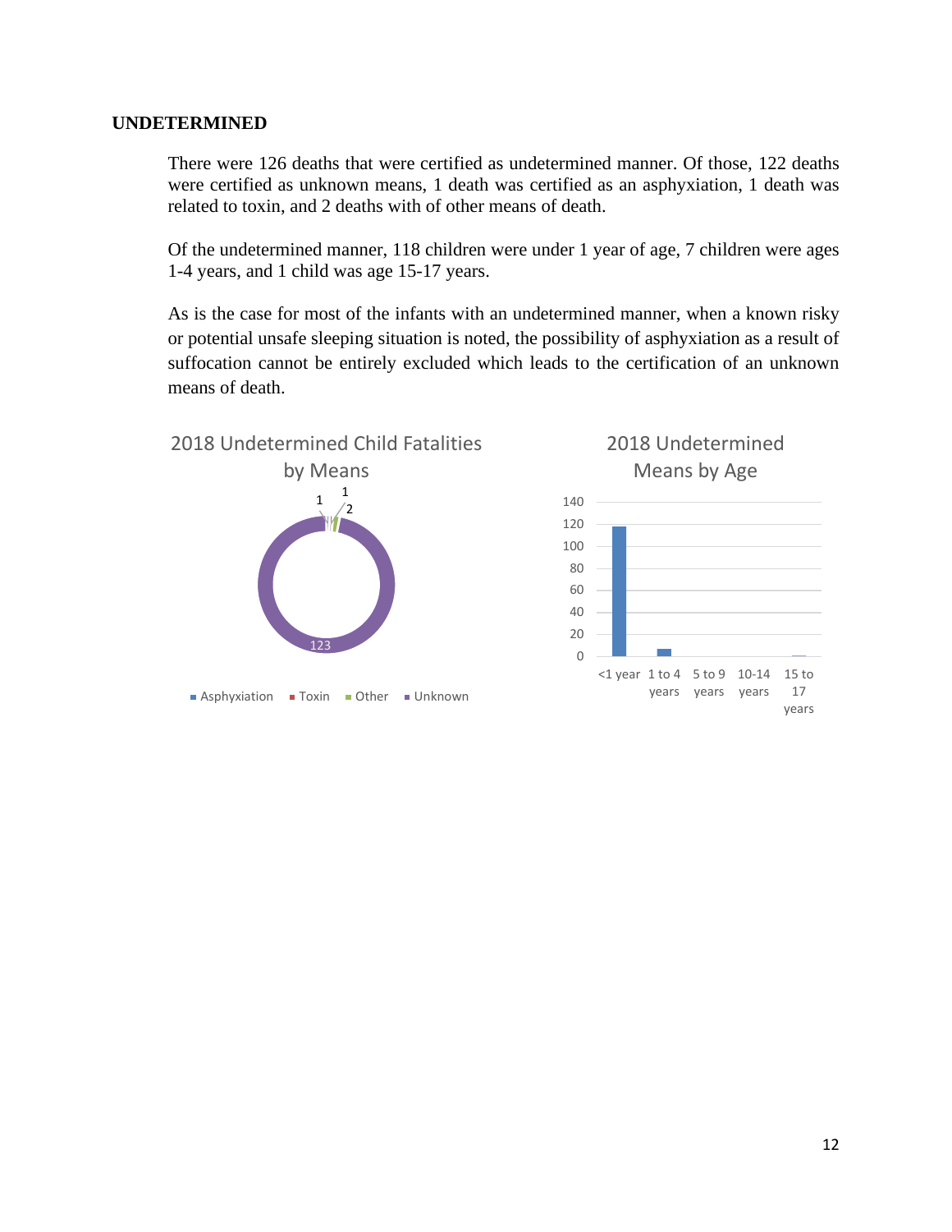**UNDETERMINED**

There were 126 deaths that were certified as undetermined manner. Of those, 122 deaths were certified as unknown means, 1 death was certified as an asphyxiation, 1 death was related to toxin, and 2 deaths with of other means of death.

Of the undetermined manner, 118 children were under 1 year of age, 7 children were ages 1-4 years, and 1 child was age 15-17 years.

As is the case for most of the infants with an undetermined manner, when a known risky or potential unsafe sleeping situation is noted, the possibility of asphyxiation as a result of suffocation cannot be entirely excluded which leads to the certification of an unknown means of death.

2018 Undetermined Child Fatalities by Means

| Means | Count |
|---|---|
| Asphyxiation | 1 |
| Toxin | 1 |
| Other | 2 |
| Unknown | 123 |

2018 Undetermined Means by Age

| Age | Count |
|---|---|
| <1 year | 118 |
| 1 to 4 years | 7 |
| 5 to 9 years | 0 |
| 10-14 years | 0 |
| 15 to 17 years | 1 |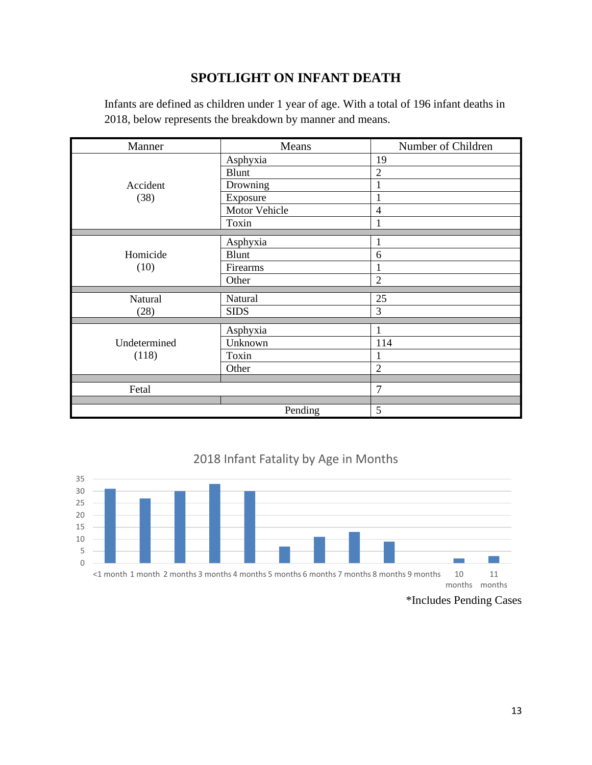# SPOTLIGHT ON INFANT DEATH

Infants are defined as children under 1 year of age. With a total of 196 infant deaths in 2018, below represents the breakdown by manner and means.

| Manner | Means | Number of Children |
|---|---|---|
| Accident (38) | Asphyxia | 19 |
| | Blunt | 2 |
| | Drowning | 1 |
| | Exposure | 1 |
| | Motor Vehicle | 4 |
| | Toxin | 1 |
| Homicide (10) | Asphyxia | 1 |
| | Blunt | 6 |
| | Firearms | 1 |
| | Other | 2 |
| Natural (28) | Natural | 25 |
| | SIDS | 3 |
| Undetermined (118) | Asphyxia | 1 |
| | Unknown | 114 |
| | Toxin | 1 |
| | Other | 2 |
| Fetal | | 7 |
| | Pending | 5 |

2018 Infant Fatality by Age in Months

| Age | Number |
|---|---|
| <1 month | 31 |
| 1 month | 27 |
| 2 months | 30 |
| 3 months | 33 |
| 4 months | 30 |
| 5 months | 7 |
| 6 months | 11 |
| 7 months | 13 |
| 8 months | 9 |
| 9 months | 0 |
| 10 months | 2 |
| 11 months | 3 |

*Includes Pending Cases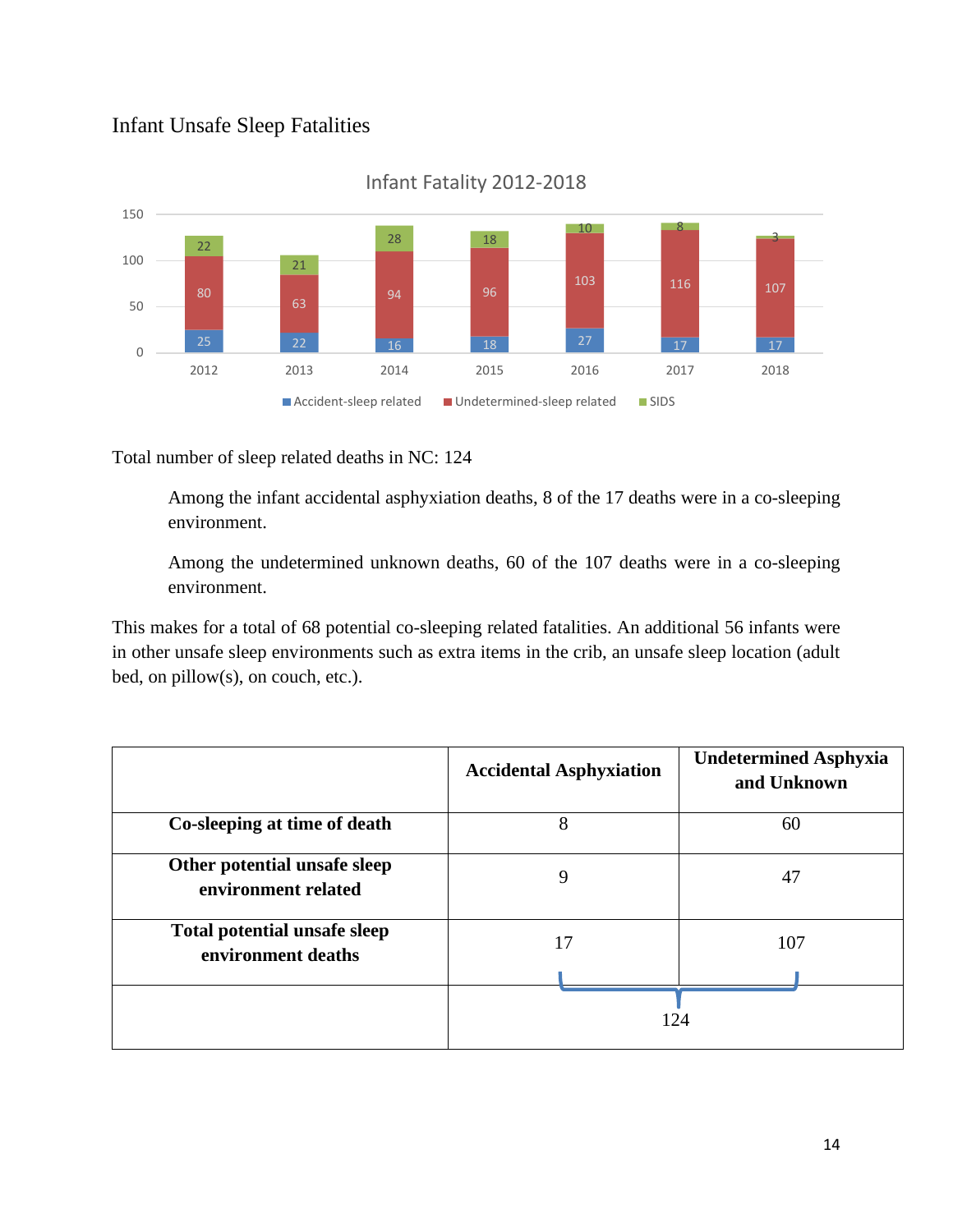## Infant Unsafe Sleep Fatalities

Infant Fatality 2012-2018

| Year | Accident-sleep related | Undetermined-sleep related | SIDS |
|---|---|---|---|
| 2012 | 25 | 80 | 22 |
| 2013 | 22 | 63 | 21 |
| 2014 | 16 | 94 | 28 |
| 2015 | 18 | 96 | 18 |
| 2016 | 27 | 103 | 10 |
| 2017 | 17 | 116 | 8 |
| 2018 | 17 | 107 | 3 |

Total number of sleep related deaths in NC: 124

> Among the infant accidental asphyxiation deaths, 8 of the 17 deaths were in a co-sleeping environment.
>
> Among the undetermined unknown deaths, 60 of the 107 deaths were in a co-sleeping environment.

This makes for a total of 68 potential co-sleeping related fatalities. An additional 56 infants were in other unsafe sleep environments such as extra items in the crib, an unsafe sleep location (adult bed, on pillow(s), on couch, etc.).

| | **Accidental Asphyxiation** | **Undetermined Asphyxia and Unknown** |
|---|---|---|
| **Co-sleeping at time of death** | 8 | 60 |
| **Other potential unsafe sleep environment related** | 9 | 47 |
| **Total potential unsafe sleep environment deaths** | 17 | 107 |
| | 124 | |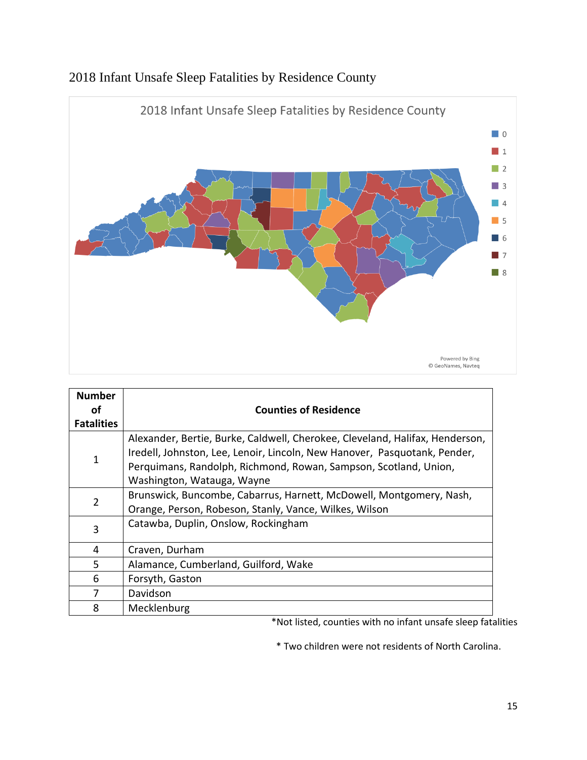# 2018 Infant Unsafe Sleep Fatalities by Residence County

2018 Infant Unsafe Sleep Fatalities by Residence County

0
1
2
3
4
5
6
7
8

Powered by Bing
© GeoNames, Navteq

| Number of Fatalities | Counties of Residence |
|---|---|
| 1 | Alexander, Bertie, Burke, Caldwell, Cherokee, Cleveland, Halifax, Henderson, Iredell, Johnston, Lee, Lenoir, Lincoln, New Hanover, Pasquotank, Pender, Perquimans, Randolph, Richmond, Rowan, Sampson, Scotland, Union, Washington, Watauga, Wayne |
| 2 | Brunswick, Buncombe, Cabarrus, Harnett, McDowell, Montgomery, Nash, Orange, Person, Robeson, Stanly, Vance, Wilkes, Wilson |
| 3 | Catawba, Duplin, Onslow, Rockingham |
| 4 | Craven, Durham |
| 5 | Alamance, Cumberland, Guilford, Wake |
| 6 | Forsyth, Gaston |
| 7 | Davidson |
| 8 | Mecklenburg |

*Not listed, counties with no infant unsafe sleep fatalities

* Two children were not residents of North Carolina.